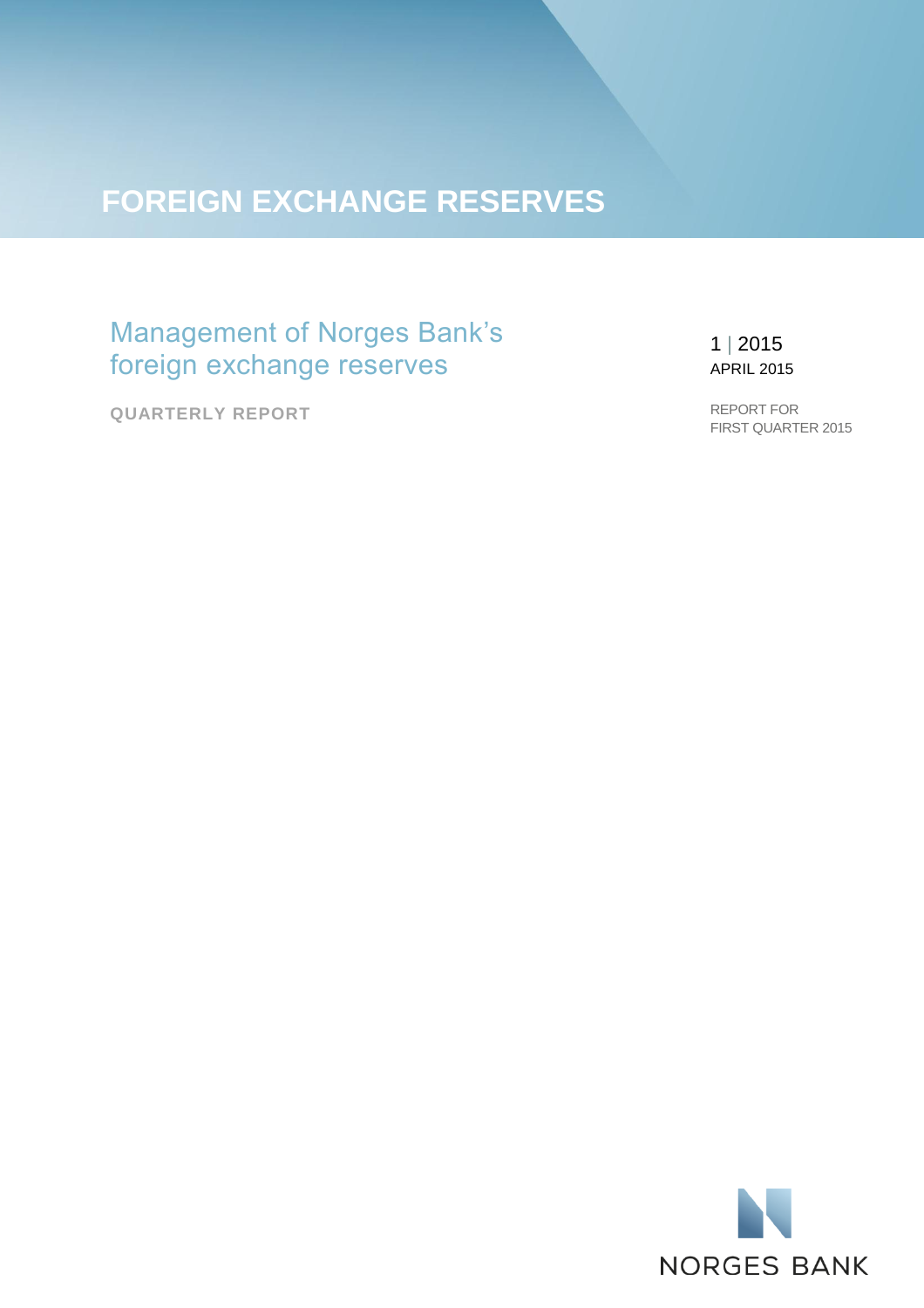# FOREIGN EXCHANGE RESERVES

## Management of Norges Bank's foreign exchange reserves

**QUARTERLY REPORT**

1 | 2015

APRIL 2015

REPORT FOR FIRST QUARTER 2015

NORGES BANK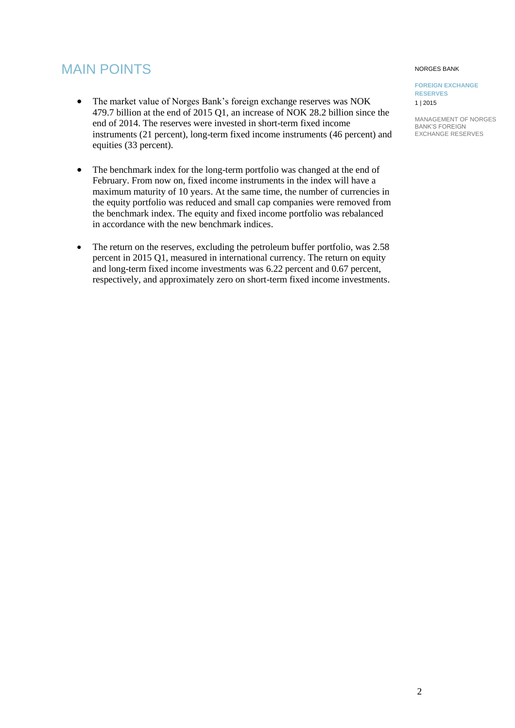# MAIN POINTS

- The market value of Norges Bank's foreign exchange reserves was NOK 479.7 billion at the end of 2015 Q1, an increase of NOK 28.2 billion since the end of 2014. The reserves were invested in short-term fixed income instruments (21 percent), long-term fixed income instruments (46 percent) and equities (33 percent).

- The benchmark index for the long-term portfolio was changed at the end of February. From now on, fixed income instruments in the index will have a maximum maturity of 10 years. At the same time, the number of currencies in the equity portfolio was reduced and small cap companies were removed from the benchmark index. The equity and fixed income portfolio was rebalanced in accordance with the new benchmark indices.

- The return on the reserves, excluding the petroleum buffer portfolio, was 2.58 percent in 2015 Q1, measured in international currency. The return on equity and long-term fixed income investments was 6.22 percent and 0.67 percent, respectively, and approximately zero on short-term fixed income investments.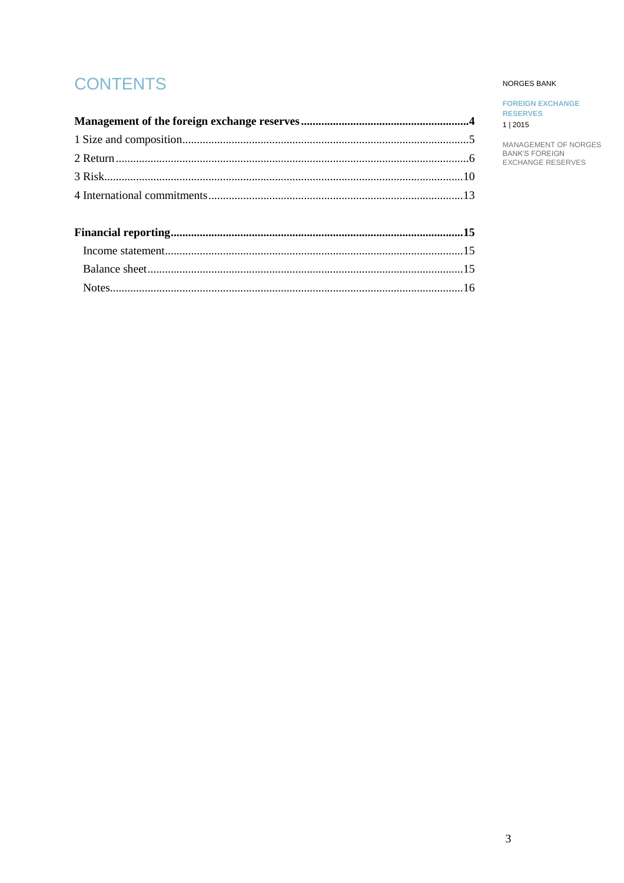# CONTENTS

**Management of the foreign exchange reserves** ......................................................... **4**

1 Size and composition ................................................................................................ 5

2 Return ........................................................................................................................ 6

3 Risk ........................................................................................................................... 10

4 International commitments ....................................................................................... 13

**Financial reporting** ...................................................................................................... **15**

Income statement ........................................................................................................ 15

Balance sheet .............................................................................................................. 15

Notes ........................................................................................................................... 16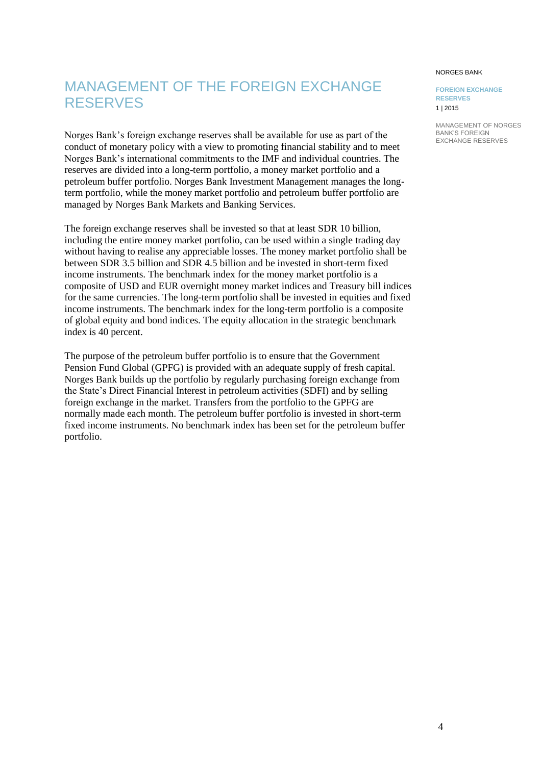# MANAGEMENT OF THE FOREIGN EXCHANGE RESERVES

Norges Bank's foreign exchange reserves shall be available for use as part of the conduct of monetary policy with a view to promoting financial stability and to meet Norges Bank's international commitments to the IMF and individual countries. The reserves are divided into a long-term portfolio, a money market portfolio and a petroleum buffer portfolio. Norges Bank Investment Management manages the long-term portfolio, while the money market portfolio and petroleum buffer portfolio are managed by Norges Bank Markets and Banking Services.

The foreign exchange reserves shall be invested so that at least SDR 10 billion, including the entire money market portfolio, can be used within a single trading day without having to realise any appreciable losses. The money market portfolio shall be between SDR 3.5 billion and SDR 4.5 billion and be invested in short-term fixed income instruments. The benchmark index for the money market portfolio is a composite of USD and EUR overnight money market indices and Treasury bill indices for the same currencies. The long-term portfolio shall be invested in equities and fixed income instruments. The benchmark index for the long-term portfolio is a composite of global equity and bond indices. The equity allocation in the strategic benchmark index is 40 percent.

The purpose of the petroleum buffer portfolio is to ensure that the Government Pension Fund Global (GPFG) is provided with an adequate supply of fresh capital. Norges Bank builds up the portfolio by regularly purchasing foreign exchange from the State's Direct Financial Interest in petroleum activities (SDFI) and by selling foreign exchange in the market. Transfers from the portfolio to the GPFG are normally made each month. The petroleum buffer portfolio is invested in short-term fixed income instruments. No benchmark index has been set for the petroleum buffer portfolio.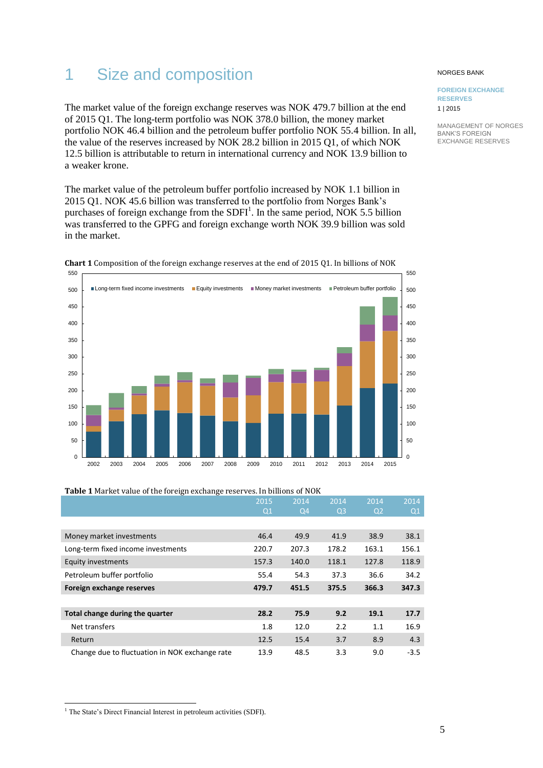# 1 Size and composition

The market value of the foreign exchange reserves was NOK 479.7 billion at the end of 2015 Q1. The long-term portfolio was NOK 378.0 billion, the money market portfolio NOK 46.4 billion and the petroleum buffer portfolio NOK 55.4 billion. In all, the value of the reserves increased by NOK 28.2 billion in 2015 Q1, of which NOK 12.5 billion is attributable to return in international currency and NOK 13.9 billion to a weaker krone.

The market value of the petroleum buffer portfolio increased by NOK 1.1 billion in 2015 Q1. NOK 45.6 billion was transferred to the portfolio from Norges Bank's purchases of foreign exchange from the SDFI[1]. In the same period, NOK 5.5 billion was transferred to the GPFG and foreign exchange worth NOK 39.9 billion was sold in the market.

**Chart 1** Composition of the foreign exchange reserves at the end of 2015 Q1. In billions of NOK

**Table 1** Market value of the foreign exchange reserves. In billions of NOK

| | 2015 Q1 | 2014 Q4 | 2014 Q3 | 2014 Q2 | 2014 Q1 |
|---|---|---|---|---|---|
| Money market investments | 46.4 | 49.9 | 41.9 | 38.9 | 38.1 |
| Long-term fixed income investments | 220.7 | 207.3 | 178.2 | 163.1 | 156.1 |
| Equity investments | 157.3 | 140.0 | 118.1 | 127.8 | 118.9 |
| Petroleum buffer portfolio | 55.4 | 54.3 | 37.3 | 36.6 | 34.2 |
| **Foreign exchange reserves** | **479.7** | **451.5** | **375.5** | **366.3** | **347.3** |
| | | | | | |
| **Total change during the quarter** | **28.2** | **75.9** | **9.2** | **19.1** | **17.7** |
| Net transfers | 1.8 | 12.0 | 2.2 | 1.1 | 16.9 |
| Return | 12.5 | 15.4 | 3.7 | 8.9 | 4.3 |
| Change due to fluctuation in NOK exchange rate | 13.9 | 48.5 | 3.3 | 9.0 | -3.5 |

[1] The State's Direct Financial Interest in petroleum activities (SDFI).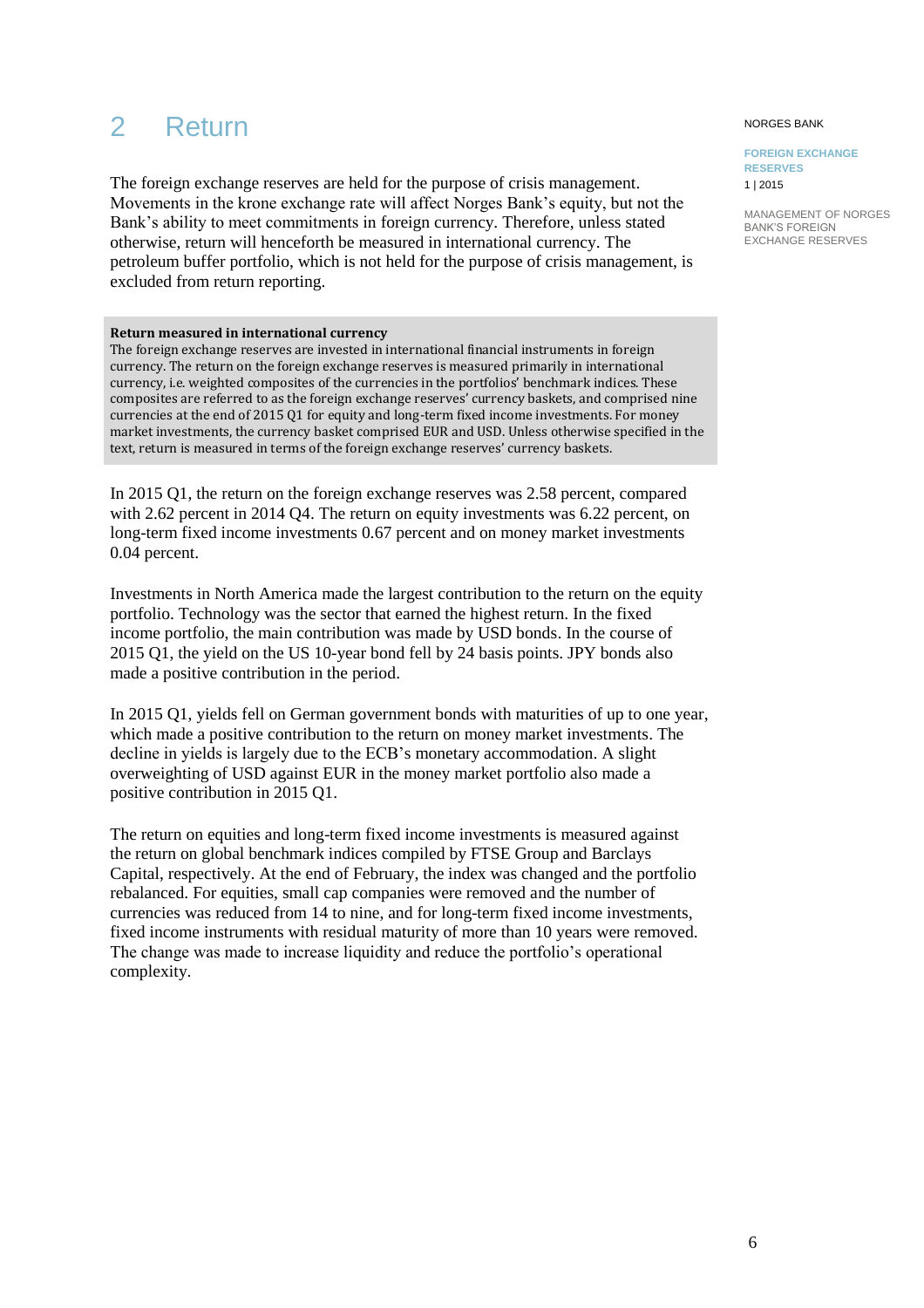# 2 Return

The foreign exchange reserves are held for the purpose of crisis management. Movements in the krone exchange rate will affect Norges Bank's equity, but not the Bank's ability to meet commitments in foreign currency. Therefore, unless stated otherwise, return will henceforth be measured in international currency. The petroleum buffer portfolio, which is not held for the purpose of crisis management, is excluded from return reporting.

**Return measured in international currency**
The foreign exchange reserves are invested in international financial instruments in foreign currency. The return on the foreign exchange reserves is measured primarily in international currency, i.e. weighted composites of the currencies in the portfolios' benchmark indices. These composites are referred to as the foreign exchange reserves' currency baskets, and comprised nine currencies at the end of 2015 Q1 for equity and long-term fixed income investments. For money market investments, the currency basket comprised EUR and USD. Unless otherwise specified in the text, return is measured in terms of the foreign exchange reserves' currency baskets.

In 2015 Q1, the return on the foreign exchange reserves was 2.58 percent, compared with 2.62 percent in 2014 Q4. The return on equity investments was 6.22 percent, on long-term fixed income investments 0.67 percent and on money market investments 0.04 percent.

Investments in North America made the largest contribution to the return on the equity portfolio. Technology was the sector that earned the highest return. In the fixed income portfolio, the main contribution was made by USD bonds. In the course of 2015 Q1, the yield on the US 10-year bond fell by 24 basis points. JPY bonds also made a positive contribution in the period.

In 2015 Q1, yields fell on German government bonds with maturities of up to one year, which made a positive contribution to the return on money market investments. The decline in yields is largely due to the ECB's monetary accommodation. A slight overweighting of USD against EUR in the money market portfolio also made a positive contribution in 2015 Q1.

The return on equities and long-term fixed income investments is measured against the return on global benchmark indices compiled by FTSE Group and Barclays Capital, respectively. At the end of February, the index was changed and the portfolio rebalanced. For equities, small cap companies were removed and the number of currencies was reduced from 14 to nine, and for long-term fixed income investments, fixed income instruments with residual maturity of more than 10 years were removed. The change was made to increase liquidity and reduce the portfolio's operational complexity.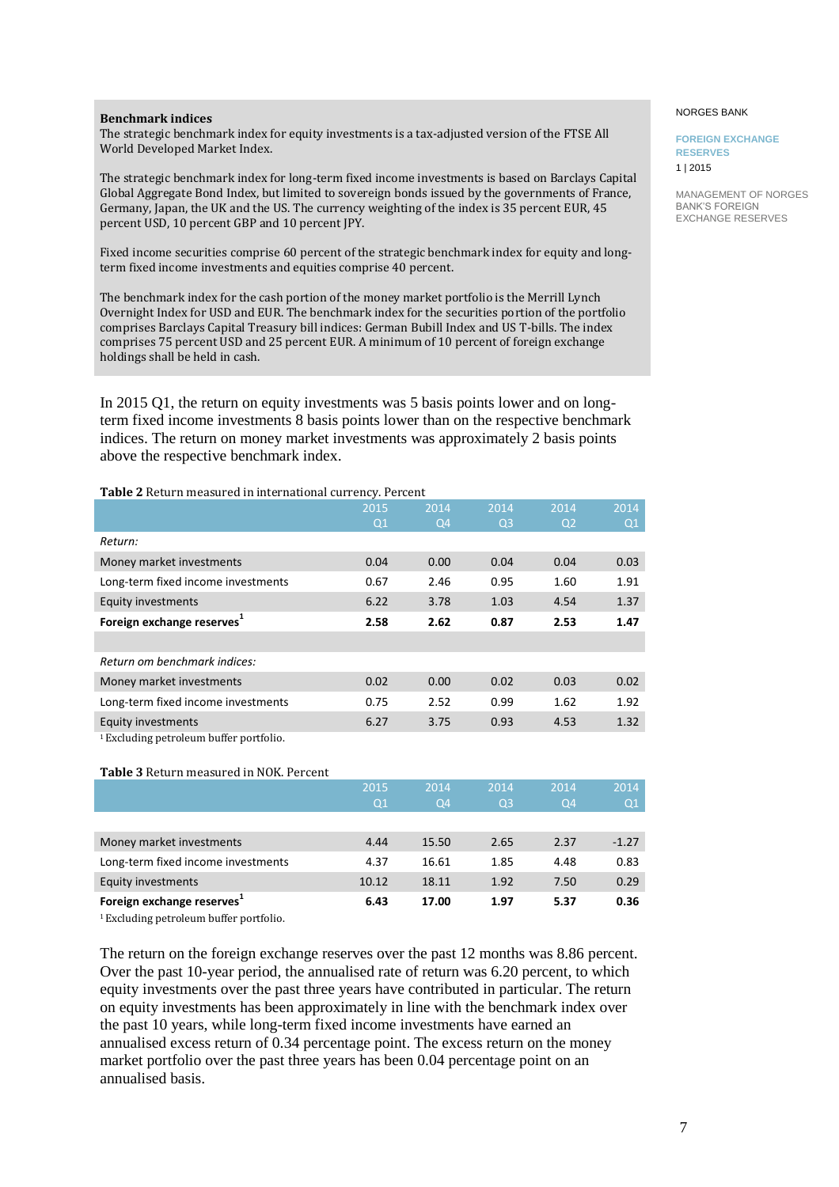**Benchmark indices**

The strategic benchmark index for equity investments is a tax-adjusted version of the FTSE All World Developed Market Index.

The strategic benchmark index for long-term fixed income investments is based on Barclays Capital Global Aggregate Bond Index, but limited to sovereign bonds issued by the governments of France, Germany, Japan, the UK and the US. The currency weighting of the index is 35 percent EUR, 45 percent USD, 10 percent GBP and 10 percent JPY.

Fixed income securities comprise 60 percent of the strategic benchmark index for equity and long-term fixed income investments and equities comprise 40 percent.

The benchmark index for the cash portion of the money market portfolio is the Merrill Lynch Overnight Index for USD and EUR. The benchmark index for the securities portion of the portfolio comprises Barclays Capital Treasury bill indices: German Bubill Index and US T-bills. The index comprises 75 percent USD and 25 percent EUR. A minimum of 10 percent of foreign exchange holdings shall be held in cash.

In 2015 Q1, the return on equity investments was 5 basis points lower and on long-term fixed income investments 8 basis points lower than on the respective benchmark indices. The return on money market investments was approximately 2 basis points above the respective benchmark index.

**Table 2** Return measured in international currency. Percent

| | 2015 Q1 | 2014 Q4 | 2014 Q3 | 2014 Q2 | 2014 Q1 |
|---|---|---|---|---|---|
| *Return:* | | | | | |
| Money market investments | 0.04 | 0.00 | 0.04 | 0.04 | 0.03 |
| Long-term fixed income investments | 0.67 | 2.46 | 0.95 | 1.60 | 1.91 |
| Equity investments | 6.22 | 3.78 | 1.03 | 4.54 | 1.37 |
| **Foreign exchange reserves[1]** | **2.58** | **2.62** | **0.87** | **2.53** | **1.47** |
| | | | | | |
| *Return om benchmark indices:* | | | | | |
| Money market investments | 0.02 | 0.00 | 0.02 | 0.03 | 0.02 |
| Long-term fixed income investments | 0.75 | 2.52 | 0.99 | 1.62 | 1.92 |
| Equity investments | 6.27 | 3.75 | 0.93 | 4.53 | 1.32 |

[1] Excluding petroleum buffer portfolio.

**Table 3** Return measured in NOK. Percent

| | 2015 Q1 | 2014 Q4 | 2014 Q3 | 2014 Q4 | 2014 Q1 |
|---|---|---|---|---|---|
| Money market investments | 4.44 | 15.50 | 2.65 | 2.37 | -1.27 |
| Long-term fixed income investments | 4.37 | 16.61 | 1.85 | 4.48 | 0.83 |
| Equity investments | 10.12 | 18.11 | 1.92 | 7.50 | 0.29 |
| **Foreign exchange reserves[1]** | **6.43** | **17.00** | **1.97** | **5.37** | **0.36** |

[1] Excluding petroleum buffer portfolio.

The return on the foreign exchange reserves over the past 12 months was 8.86 percent. Over the past 10-year period, the annualised rate of return was 6.20 percent, to which equity investments over the past three years have contributed in particular. The return on equity investments has been approximately in line with the benchmark index over the past 10 years, while long-term fixed income investments have earned an annualised excess return of 0.34 percentage point. The excess return on the money market portfolio over the past three years has been 0.04 percentage point on an annualised basis.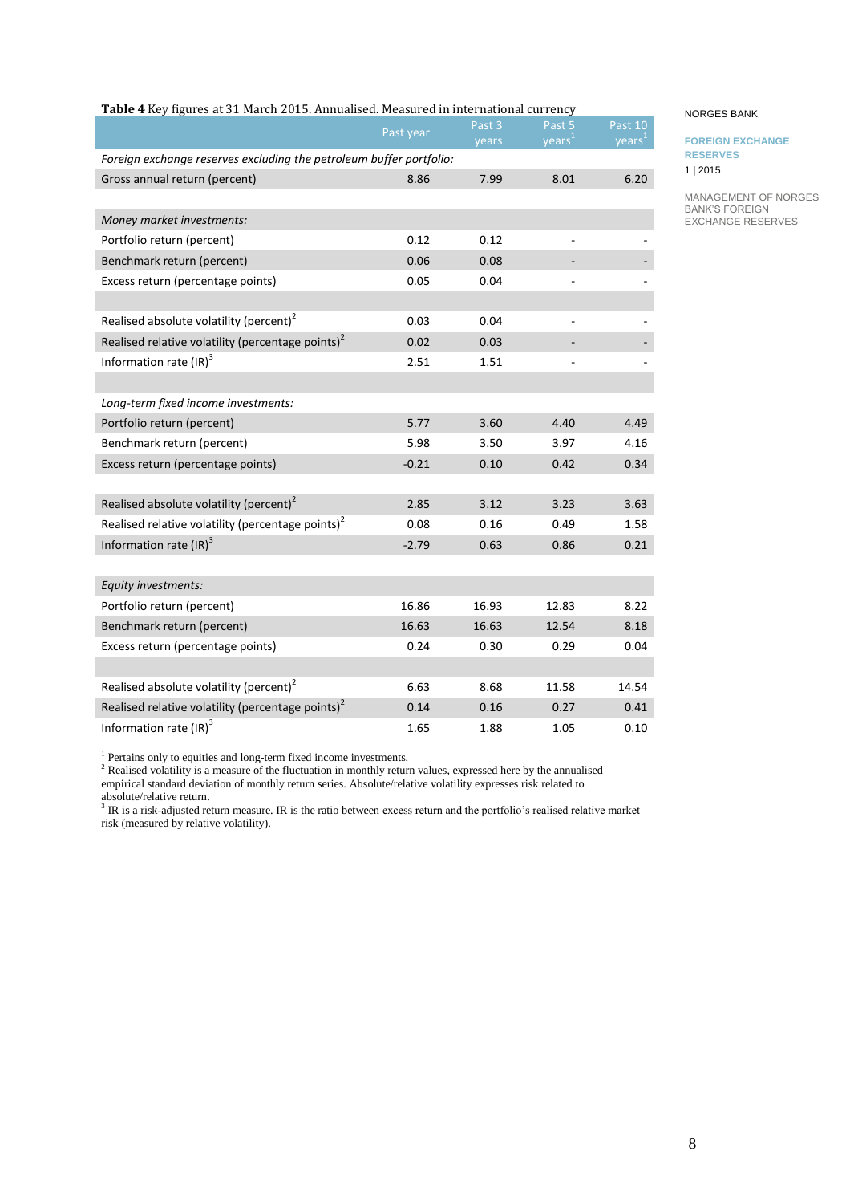**Table 4** Key figures at 31 March 2015. Annualised. Measured in international currency

| | Past year | Past 3 years | Past 5 years[1] | Past 10 years[1] |
|---|---|---|---|---|
| *Foreign exchange reserves excluding the petroleum buffer portfolio:* | | | | |
| Gross annual return (percent) | 8.86 | 7.99 | 8.01 | 6.20 |
| | | | | |
| *Money market investments:* | | | | |
| Portfolio return (percent) | 0.12 | 0.12 | - | - |
| Benchmark return (percent) | 0.06 | 0.08 | - | - |
| Excess return (percentage points) | 0.05 | 0.04 | - | - |
| | | | | |
| Realised absolute volatility (percent)[2] | 0.03 | 0.04 | - | - |
| Realised relative volatility (percentage points)[2] | 0.02 | 0.03 | - | - |
| Information rate (IR)[3] | 2.51 | 1.51 | - | - |
| | | | | |
| *Long-term fixed income investments:* | | | | |
| Portfolio return (percent) | 5.77 | 3.60 | 4.40 | 4.49 |
| Benchmark return (percent) | 5.98 | 3.50 | 3.97 | 4.16 |
| Excess return (percentage points) | -0.21 | 0.10 | 0.42 | 0.34 |
| | | | | |
| Realised absolute volatility (percent)[2] | 2.85 | 3.12 | 3.23 | 3.63 |
| Realised relative volatility (percentage points)[2] | 0.08 | 0.16 | 0.49 | 1.58 |
| Information rate (IR)[3] | -2.79 | 0.63 | 0.86 | 0.21 |
| | | | | |
| *Equity investments:* | | | | |
| Portfolio return (percent) | 16.86 | 16.93 | 12.83 | 8.22 |
| Benchmark return (percent) | 16.63 | 16.63 | 12.54 | 8.18 |
| Excess return (percentage points) | 0.24 | 0.30 | 0.29 | 0.04 |
| | | | | |
| Realised absolute volatility (percent)[2] | 6.63 | 8.68 | 11.58 | 14.54 |
| Realised relative volatility (percentage points)[2] | 0.14 | 0.16 | 0.27 | 0.41 |
| Information rate (IR)[3] | 1.65 | 1.88 | 1.05 | 0.10 |

[1] Pertains only to equities and long-term fixed income investments.
[2] Realised volatility is a measure of the fluctuation in monthly return values, expressed here by the annualised empirical standard deviation of monthly return series. Absolute/relative volatility expresses risk related to absolute/relative return.
[3] IR is a risk-adjusted return measure. IR is the ratio between excess return and the portfolio's realised relative market risk (measured by relative volatility).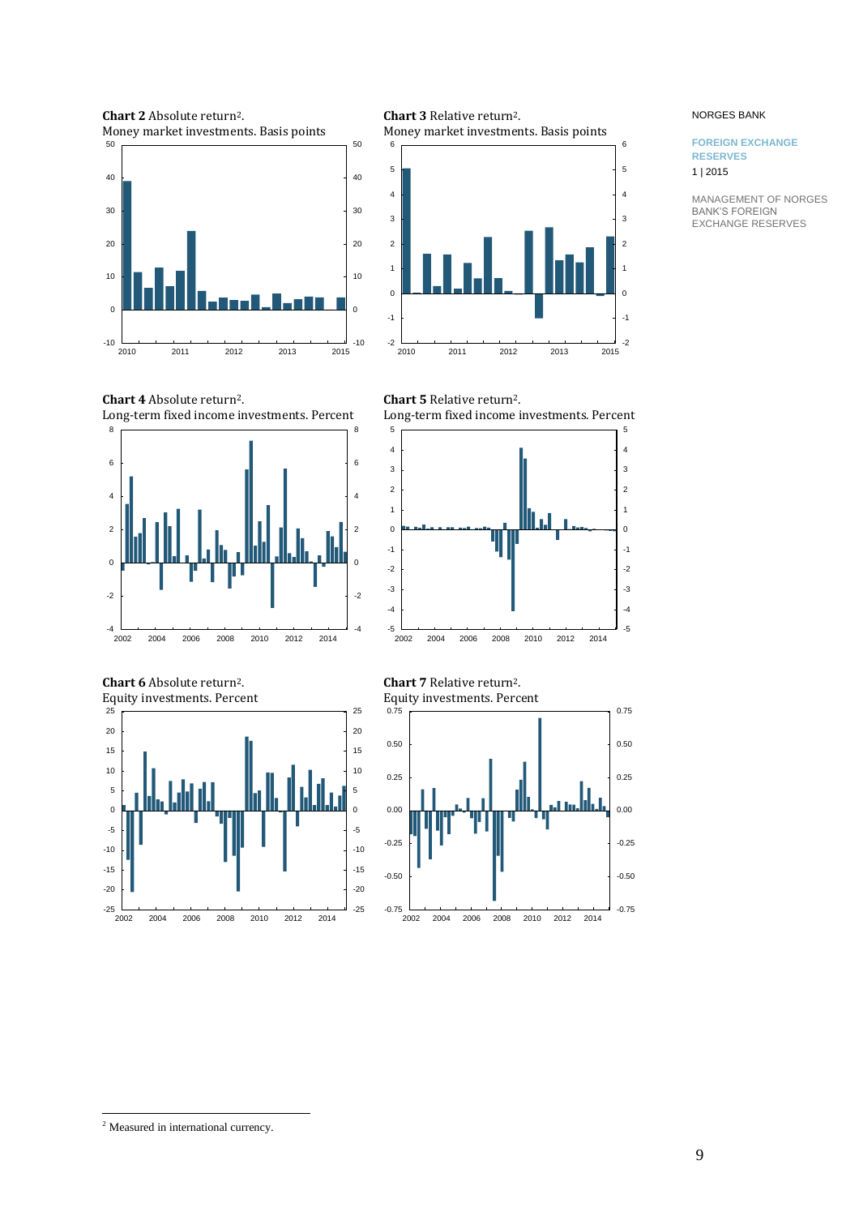**Chart 2** Absolute return[2].
Money market investments. Basis points

**Chart 3** Relative return[2].
Money market investments. Basis points

**Chart 4** Absolute return[2].
Long-term fixed income investments. Percent

**Chart 5** Relative return[2].
Long-term fixed income investments. Percent

**Chart 6** Absolute return[2].
Equity investments. Percent

**Chart 7** Relative return[2].
Equity investments. Percent

[2] Measured in international currency.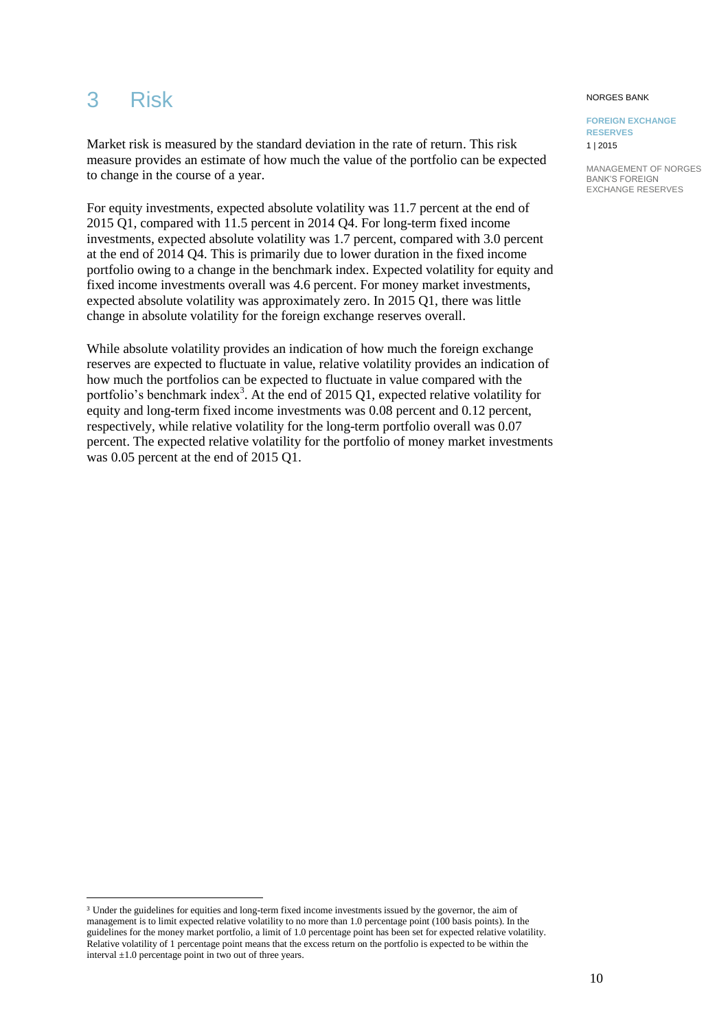# 3 Risk

Market risk is measured by the standard deviation in the rate of return. This risk measure provides an estimate of how much the value of the portfolio can be expected to change in the course of a year.

For equity investments, expected absolute volatility was 11.7 percent at the end of 2015 Q1, compared with 11.5 percent in 2014 Q4. For long-term fixed income investments, expected absolute volatility was 1.7 percent, compared with 3.0 percent at the end of 2014 Q4. This is primarily due to lower duration in the fixed income portfolio owing to a change in the benchmark index. Expected volatility for equity and fixed income investments overall was 4.6 percent. For money market investments, expected absolute volatility was approximately zero. In 2015 Q1, there was little change in absolute volatility for the foreign exchange reserves overall.

While absolute volatility provides an indication of how much the foreign exchange reserves are expected to fluctuate in value, relative volatility provides an indication of how much the portfolios can be expected to fluctuate in value compared with the portfolio's benchmark index[3]. At the end of 2015 Q1, expected relative volatility for equity and long-term fixed income investments was 0.08 percent and 0.12 percent, respectively, while relative volatility for the long-term portfolio overall was 0.07 percent. The expected relative volatility for the portfolio of money market investments was 0.05 percent at the end of 2015 Q1.

[3] Under the guidelines for equities and long-term fixed income investments issued by the governor, the aim of management is to limit expected relative volatility to no more than 1.0 percentage point (100 basis points). In the guidelines for the money market portfolio, a limit of 1.0 percentage point has been set for expected relative volatility. Relative volatility of 1 percentage point means that the excess return on the portfolio is expected to be within the interval ±1.0 percentage point in two out of three years.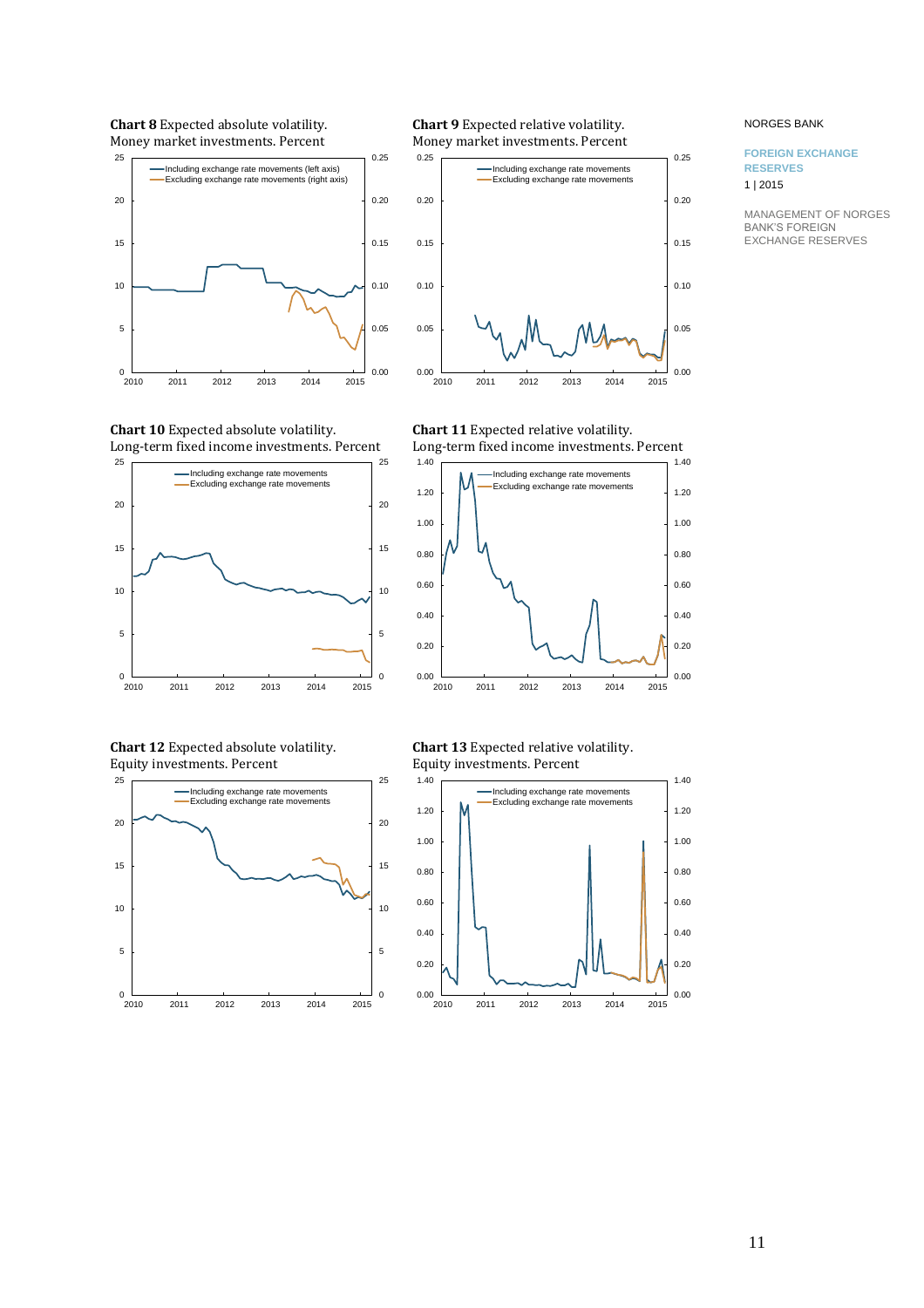**Chart 8** Expected absolute volatility. Money market investments. Percent

**Chart 9** Expected relative volatility. Money market investments. Percent

**Chart 10** Expected absolute volatility. Long-term fixed income investments. Percent

**Chart 11** Expected relative volatility. Long-term fixed income investments. Percent

**Chart 12** Expected absolute volatility. Equity investments. Percent

**Chart 13** Expected relative volatility. Equity investments. Percent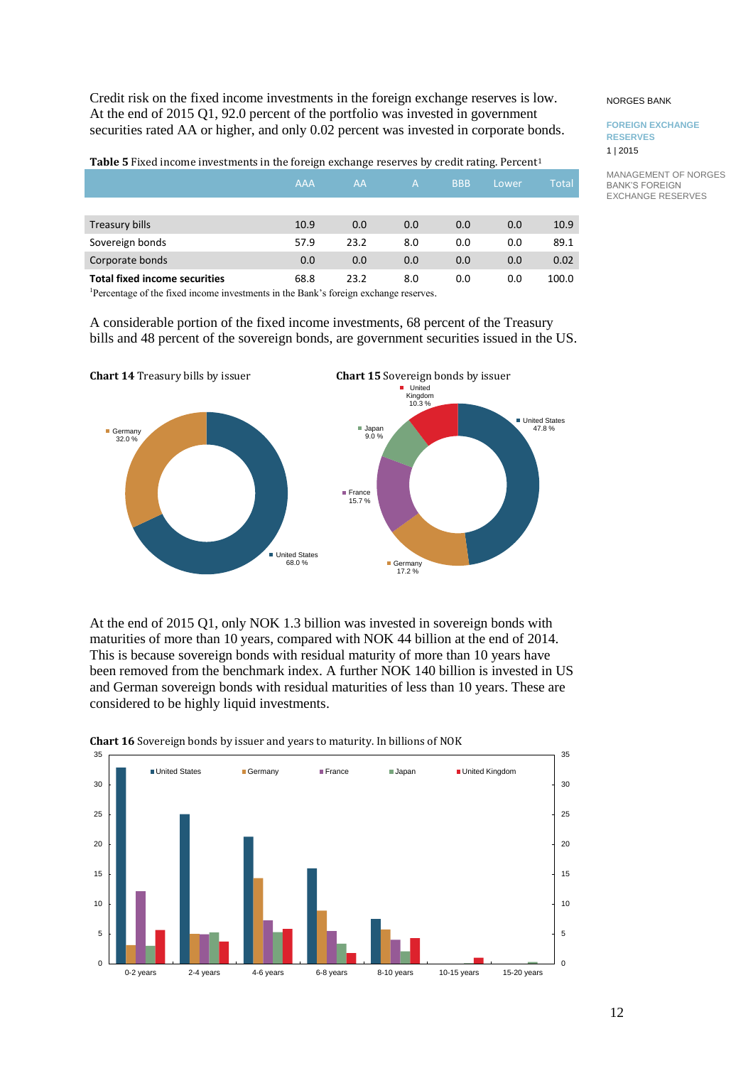Credit risk on the fixed income investments in the foreign exchange reserves is low. At the end of 2015 Q1, 92.0 percent of the portfolio was invested in government securities rated AA or higher, and only 0.02 percent was invested in corporate bonds.

**Table 5** Fixed income investments in the foreign exchange reserves by credit rating. Percent[1]

| | AAA | AA | A | BBB | Lower | Total |
|---|---|---|---|---|---|---|
| Treasury bills | 10.9 | 0.0 | 0.0 | 0.0 | 0.0 | 10.9 |
| Sovereign bonds | 57.9 | 23.2 | 8.0 | 0.0 | 0.0 | 89.1 |
| Corporate bonds | 0.0 | 0.0 | 0.0 | 0.0 | 0.0 | 0.02 |
| **Total fixed income securities** | 68.8 | 23.2 | 8.0 | 0.0 | 0.0 | 100.0 |

[1]Percentage of the fixed income investments in the Bank's foreign exchange reserves.

A considerable portion of the fixed income investments, 68 percent of the Treasury bills and 48 percent of the sovereign bonds, are government securities issued in the US.

**Chart 14** Treasury bills by issuer

Germany 32.0 %
United States 68.0 %

**Chart 15** Sovereign bonds by issuer

United Kingdom 10.3 %
Japan 9.0 %
France 15.7 %
Germany 17.2 %
United States 47.8 %

At the end of 2015 Q1, only NOK 1.3 billion was invested in sovereign bonds with maturities of more than 10 years, compared with NOK 44 billion at the end of 2014. This is because sovereign bonds with residual maturity of more than 10 years have been removed from the benchmark index. A further NOK 140 billion is invested in US and German sovereign bonds with residual maturities of less than 10 years. These are considered to be highly liquid investments.

**Chart 16** Sovereign bonds by issuer and years to maturity. In billions of NOK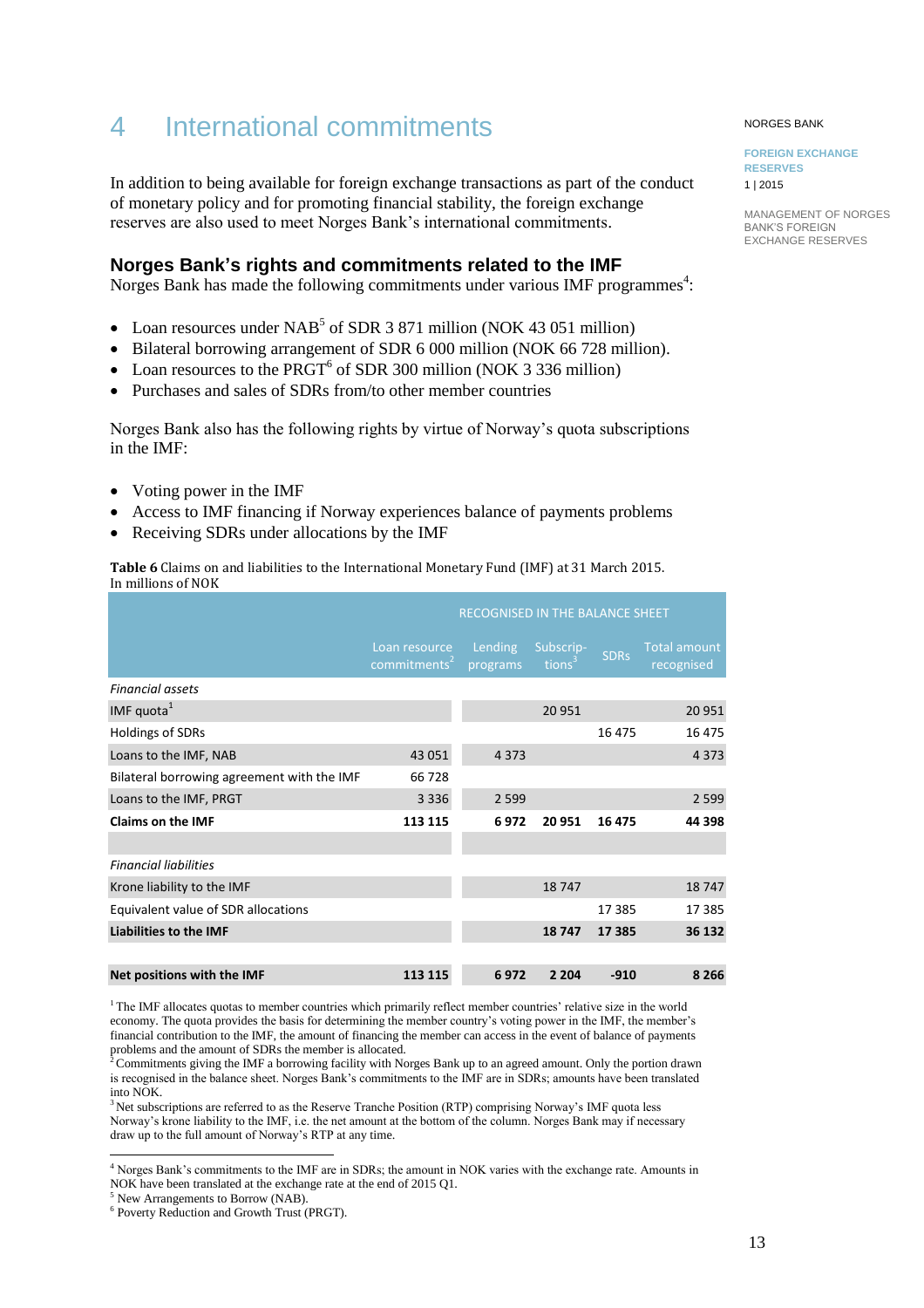# 4 International commitments

In addition to being available for foreign exchange transactions as part of the conduct of monetary policy and for promoting financial stability, the foreign exchange reserves are also used to meet Norges Bank's international commitments.

## Norges Bank's rights and commitments related to the IMF

Norges Bank has made the following commitments under various IMF programmes[4]:

- Loan resources under NAB[5] of SDR 3 871 million (NOK 43 051 million)
- Bilateral borrowing arrangement of SDR 6 000 million (NOK 66 728 million).
- Loan resources to the PRGT[6] of SDR 300 million (NOK 3 336 million)
- Purchases and sales of SDRs from/to other member countries

Norges Bank also has the following rights by virtue of Norway's quota subscriptions in the IMF:

- Voting power in the IMF
- Access to IMF financing if Norway experiences balance of payments problems
- Receiving SDRs under allocations by the IMF

**Table 6** Claims on and liabilities to the International Monetary Fund (IMF) at 31 March 2015. In millions of NOK

| | | RECOGNISED IN THE BALANCE SHEET | | | |
|---|---|---|---|---|---|
| | Loan resource commitments[2] | Lending programs | Subscriptions[3] | SDRs | Total amount recognised |
| *Financial assets* | | | | | |
| IMF quota[1] | | | 20 951 | | 20 951 |
| Holdings of SDRs | | | | 16 475 | 16 475 |
| Loans to the IMF, NAB | 43 051 | 4 373 | | | 4 373 |
| Bilateral borrowing agreement with the IMF | 66 728 | | | | |
| Loans to the IMF, PRGT | 3 336 | 2 599 | | | 2 599 |
| **Claims on the IMF** | **113 115** | **6 972** | **20 951** | **16 475** | **44 398** |
| | | | | | |
| *Financial liabilities* | | | | | |
| Krone liability to the IMF | | | 18 747 | | 18 747 |
| Equivalent value of SDR allocations | | | | 17 385 | 17 385 |
| **Liabilities to the IMF** | | | **18 747** | **17 385** | **36 132** |
| | | | | | |
| **Net positions with the IMF** | **113 115** | **6 972** | **2 204** | **-910** | **8 266** |

[1] The IMF allocates quotas to member countries which primarily reflect member countries' relative size in the world economy. The quota provides the basis for determining the member country's voting power in the IMF, the member's financial contribution to the IMF, the amount of financing the member can access in the event of balance of payments problems and the amount of SDRs the member is allocated.
[2] Commitments giving the IMF a borrowing facility with Norges Bank up to an agreed amount. Only the portion drawn is recognised in the balance sheet. Norges Bank's commitments to the IMF are in SDRs; amounts have been translated into NOK.
[3] Net subscriptions are referred to as the Reserve Tranche Position (RTP) comprising Norway's IMF quota less Norway's krone liability to the IMF, i.e. the net amount at the bottom of the column. Norges Bank may if necessary draw up to the full amount of Norway's RTP at any time.

[4] Norges Bank's commitments to the IMF are in SDRs; the amount in NOK varies with the exchange rate. Amounts in NOK have been translated at the exchange rate at the end of 2015 Q1.
[5] New Arrangements to Borrow (NAB).
[6] Poverty Reduction and Growth Trust (PRGT).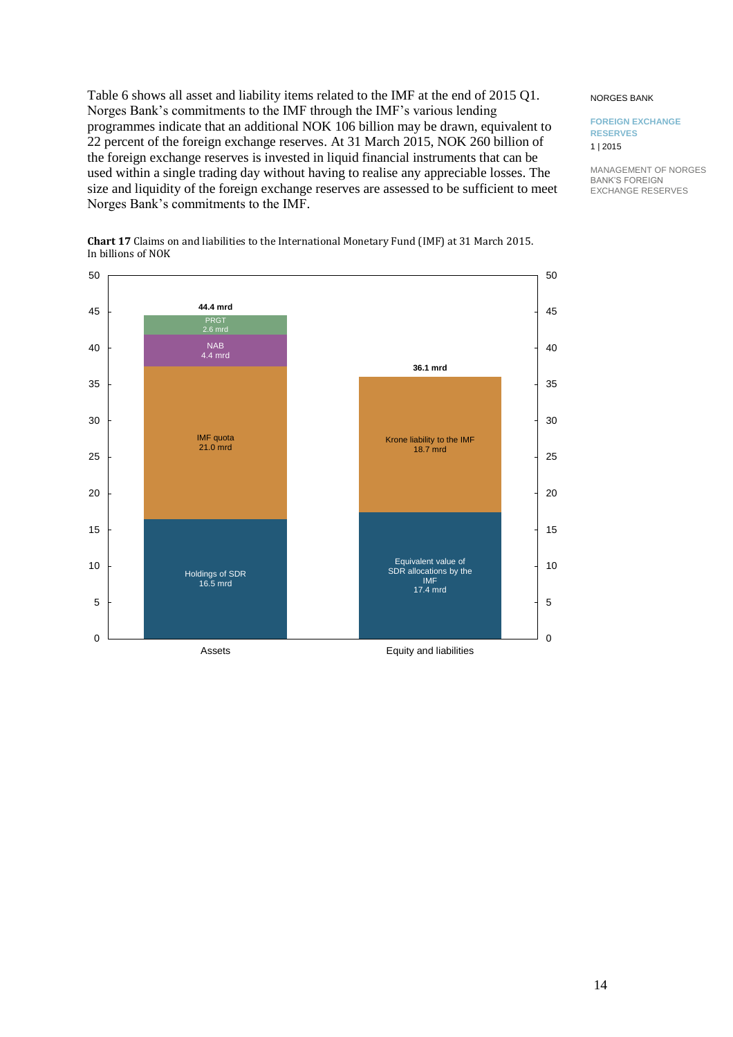Table 6 shows all asset and liability items related to the IMF at the end of 2015 Q1. Norges Bank's commitments to the IMF through the IMF's various lending programmes indicate that an additional NOK 106 billion may be drawn, equivalent to 22 percent of the foreign exchange reserves. At 31 March 2015, NOK 260 billion of the foreign exchange reserves is invested in liquid financial instruments that can be used within a single trading day without having to realise any appreciable losses. The size and liquidity of the foreign exchange reserves are assessed to be sufficient to meet Norges Bank's commitments to the IMF.

**Chart 17** Claims on and liabilities to the International Monetary Fund (IMF) at 31 March 2015. In billions of NOK

| | Assets | Equity and liabilities |
|---|---|---|
| Holdings of SDR | 16.5 mrd | |
| IMF quota | 21.0 mrd | |
| NAB | 4.4 mrd | |
| PRGT | 2.6 mrd | |
| Equivalent value of SDR allocations by the IMF | | 17.4 mrd |
| Krone liability to the IMF | | 18.7 mrd |
| Total | 44.4 mrd | 36.1 mrd |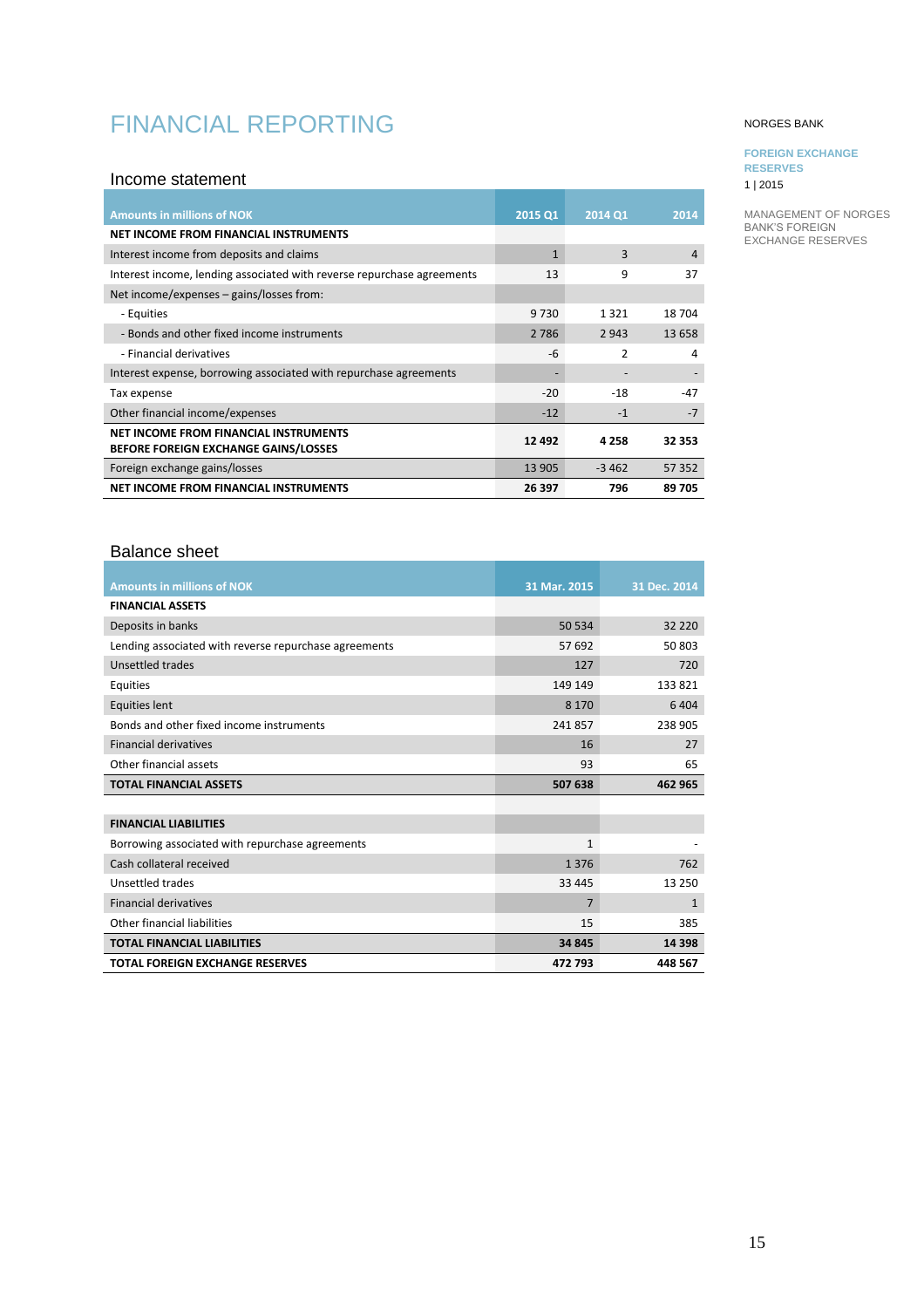# FINANCIAL REPORTING

## Income statement

| Amounts in millions of NOK | 2015 Q1 | 2014 Q1 | 2014 |
|---|---|---|---|
| **NET INCOME FROM FINANCIAL INSTRUMENTS** | | | |
| Interest income from deposits and claims | 1 | 3 | 4 |
| Interest income, lending associated with reverse repurchase agreements | 13 | 9 | 37 |
| Net income/expenses – gains/losses from: | | | |
| - Equities | 9 730 | 1 321 | 18 704 |
| - Bonds and other fixed income instruments | 2 786 | 2 943 | 13 658 |
| - Financial derivatives | -6 | 2 | 4 |
| Interest expense, borrowing associated with repurchase agreements | - | - | - |
| Tax expense | -20 | -18 | -47 |
| Other financial income/expenses | -12 | -1 | -7 |
| **NET INCOME FROM FINANCIAL INSTRUMENTS BEFORE FOREIGN EXCHANGE GAINS/LOSSES** | **12 492** | **4 258** | **32 353** |
| Foreign exchange gains/losses | 13 905 | -3 462 | 57 352 |
| **NET INCOME FROM FINANCIAL INSTRUMENTS** | **26 397** | **796** | **89 705** |

## Balance sheet

| Amounts in millions of NOK | 31 Mar. 2015 | 31 Dec. 2014 |
|---|---|---|
| **FINANCIAL ASSETS** | | |
| Deposits in banks | 50 534 | 32 220 |
| Lending associated with reverse repurchase agreements | 57 692 | 50 803 |
| Unsettled trades | 127 | 720 |
| Equities | 149 149 | 133 821 |
| Equities lent | 8 170 | 6 404 |
| Bonds and other fixed income instruments | 241 857 | 238 905 |
| Financial derivatives | 16 | 27 |
| Other financial assets | 93 | 65 |
| **TOTAL FINANCIAL ASSETS** | **507 638** | **462 965** |
| | | |
| **FINANCIAL LIABILITIES** | | |
| Borrowing associated with repurchase agreements | 1 | - |
| Cash collateral received | 1 376 | 762 |
| Unsettled trades | 33 445 | 13 250 |
| Financial derivatives | 7 | 1 |
| Other financial liabilities | 15 | 385 |
| **TOTAL FINANCIAL LIABILITIES** | **34 845** | **14 398** |
| **TOTAL FOREIGN EXCHANGE RESERVES** | **472 793** | **448 567** |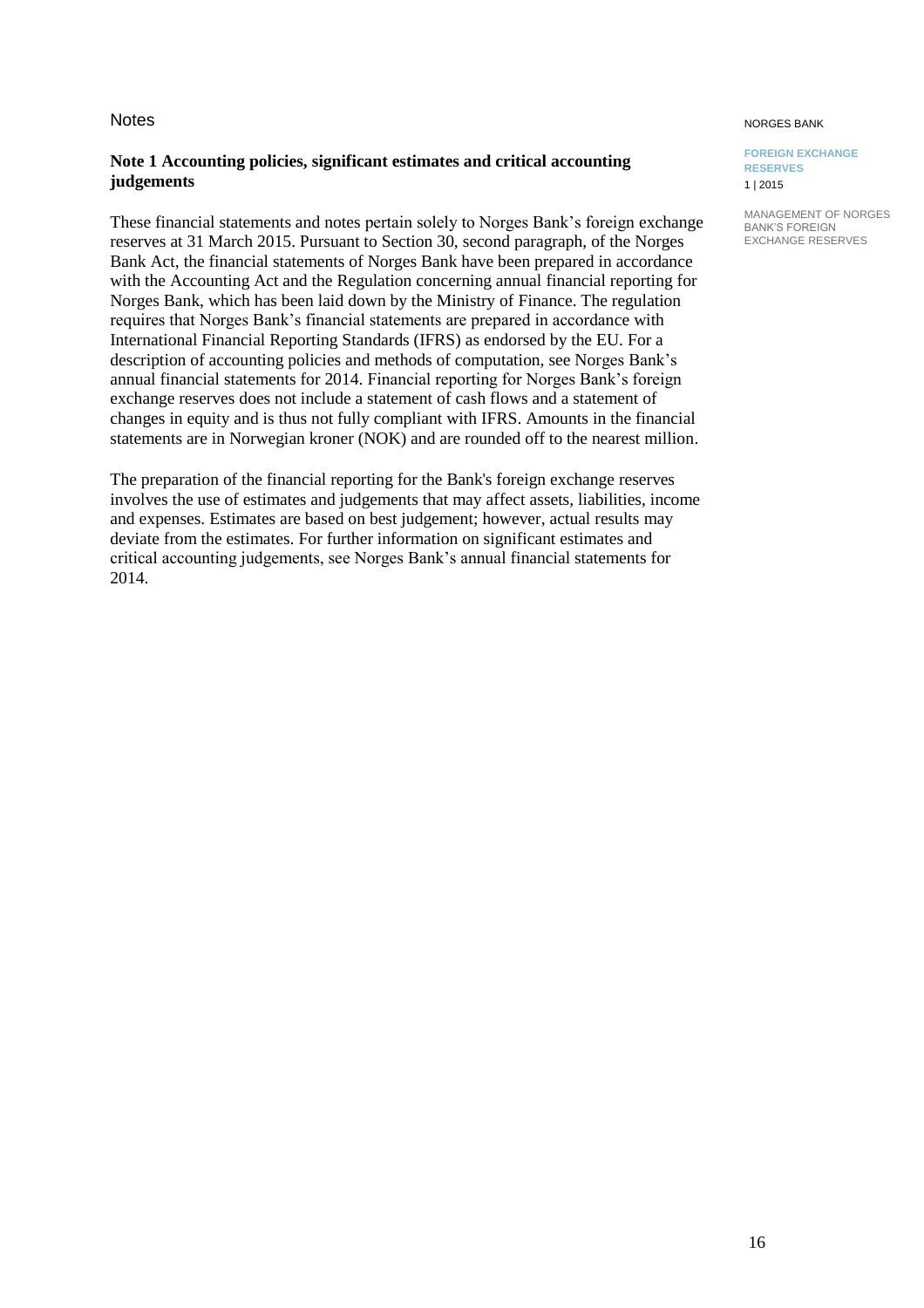Notes

## Note 1 Accounting policies, significant estimates and critical accounting judgements

These financial statements and notes pertain solely to Norges Bank's foreign exchange reserves at 31 March 2015. Pursuant to Section 30, second paragraph, of the Norges Bank Act, the financial statements of Norges Bank have been prepared in accordance with the Accounting Act and the Regulation concerning annual financial reporting for Norges Bank, which has been laid down by the Ministry of Finance. The regulation requires that Norges Bank's financial statements are prepared in accordance with International Financial Reporting Standards (IFRS) as endorsed by the EU. For a description of accounting policies and methods of computation, see Norges Bank's annual financial statements for 2014. Financial reporting for Norges Bank's foreign exchange reserves does not include a statement of cash flows and a statement of changes in equity and is thus not fully compliant with IFRS. Amounts in the financial statements are in Norwegian kroner (NOK) and are rounded off to the nearest million.

The preparation of the financial reporting for the Bank's foreign exchange reserves involves the use of estimates and judgements that may affect assets, liabilities, income and expenses. Estimates are based on best judgement; however, actual results may deviate from the estimates. For further information on significant estimates and critical accounting judgements, see Norges Bank's annual financial statements for 2014.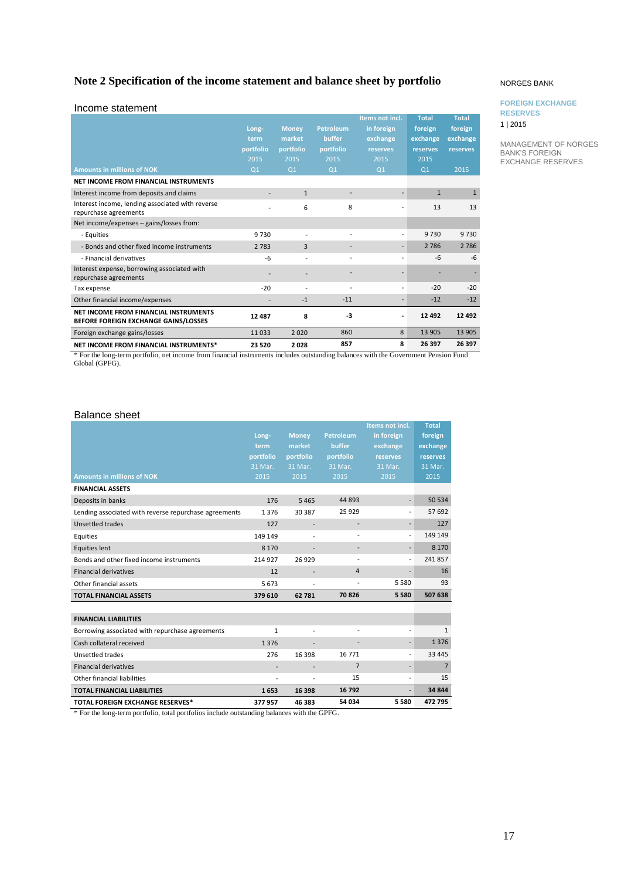## Note 2 Specification of the income statement and balance sheet by portfolio

NORGES BANK

FOREIGN EXCHANGE RESERVES

1 | 2015

MANAGEMENT OF NORGES BANK'S FOREIGN EXCHANGE RESERVES

### Income statement

| Amounts in millions of NOK | Long-term portfolio 2015 Q1 | Money market portfolio 2015 Q1 | Petroleum buffer portfolio 2015 Q1 | Items not incl. in foreign exchange reserves 2015 Q1 | Total foreign exchange reserves 2015 Q1 | Total foreign exchange reserves 2015 |
|---|---|---|---|---|---|---|
| **NET INCOME FROM FINANCIAL INSTRUMENTS** | | | | | | |
| Interest income from deposits and claims | - | 1 | - | - | 1 | 1 |
| Interest income, lending associated with reverse repurchase agreements | - | 6 | 8 | - | 13 | 13 |
| Net income/expenses – gains/losses from: | | | | | | |
| - Equities | 9 730 | - | - | - | 9 730 | 9 730 |
| - Bonds and other fixed income instruments | 2 783 | 3 | - | - | 2 786 | 2 786 |
| - Financial derivatives | -6 | - | - | - | -6 | -6 |
| Interest expense, borrowing associated with repurchase agreements | - | - | - | - | - | - |
| Tax expense | -20 | - | - | - | -20 | -20 |
| Other financial income/expenses | - | -1 | -11 | - | -12 | -12 |
| **NET INCOME FROM FINANCIAL INSTRUMENTS BEFORE FOREIGN EXCHANGE GAINS/LOSSES** | **12 487** | **8** | **-3** | **-** | **12 492** | **12 492** |
| Foreign exchange gains/losses | 11 033 | 2 020 | 860 | 8 | 13 905 | 13 905 |
| **NET INCOME FROM FINANCIAL INSTRUMENTS*** | **23 520** | **2 028** | **857** | **8** | **26 397** | **26 397** |

\* For the long-term portfolio, net income from financial instruments includes outstanding balances with the Government Pension Fund Global (GPFG).

### Balance sheet

| Amounts in millions of NOK | Long-term portfolio 31 Mar. 2015 | Money market portfolio 31 Mar. 2015 | Petroleum buffer portfolio 31 Mar. 2015 | Items not incl. in foreign exchange reserves 31 Mar. 2015 | Total foreign exchange reserves 31 Mar. 2015 |
|---|---|---|---|---|---|
| **FINANCIAL ASSETS** | | | | | |
| Deposits in banks | 176 | 5 465 | 44 893 | - | 50 534 |
| Lending associated with reverse repurchase agreements | 1 376 | 30 387 | 25 929 | - | 57 692 |
| Unsettled trades | 127 | - | - | - | 127 |
| Equities | 149 149 | - | - | - | 149 149 |
| Equities lent | 8 170 | - | - | - | 8 170 |
| Bonds and other fixed income instruments | 214 927 | 26 929 | - | - | 241 857 |
| Financial derivatives | 12 | - | 4 | - | 16 |
| Other financial assets | 5 673 | - | - | 5 580 | 93 |
| **TOTAL FINANCIAL ASSETS** | **379 610** | **62 781** | **70 826** | **5 580** | **507 638** |
| | | | | | |
| **FINANCIAL LIABILITIES** | | | | | |
| Borrowing associated with repurchase agreements | 1 | - | - | - | 1 |
| Cash collateral received | 1 376 | - | - | - | 1 376 |
| Unsettled trades | 276 | 16 398 | 16 771 | - | 33 445 |
| Financial derivatives | - | - | 7 | - | 7 |
| Other financial liabilities | - | - | 15 | - | 15 |
| **TOTAL FINANCIAL LIABILITIES** | **1 653** | **16 398** | **16 792** | **-** | **34 844** |
| **TOTAL FOREIGN EXCHANGE RESERVES*** | **377 957** | **46 383** | **54 034** | **5 580** | **472 795** |

\* For the long-term portfolio, total portfolios include outstanding balances with the GPFG.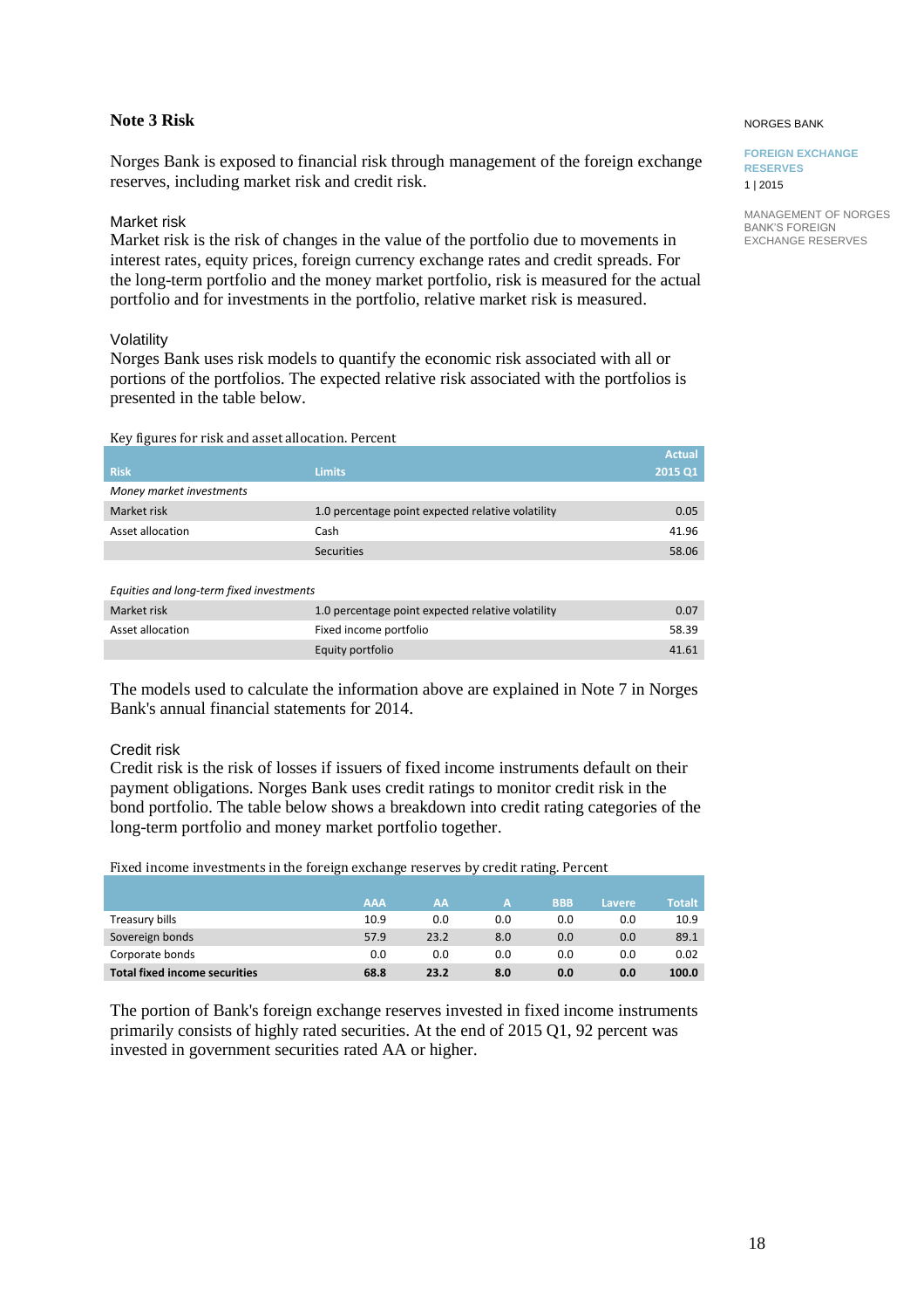## Note 3 Risk

Norges Bank is exposed to financial risk through management of the foreign exchange reserves, including market risk and credit risk.

### Market risk

Market risk is the risk of changes in the value of the portfolio due to movements in interest rates, equity prices, foreign currency exchange rates and credit spreads. For the long-term portfolio and the money market portfolio, risk is measured for the actual portfolio and for investments in the portfolio, relative market risk is measured.

### Volatility

Norges Bank uses risk models to quantify the economic risk associated with all or portions of the portfolios. The expected relative risk associated with the portfolios is presented in the table below.

Key figures for risk and asset allocation. Percent

| Risk | Limits | Actual 2015 Q1 |
|---|---|---|
| *Money market investments* | | |
| Market risk | 1.0 percentage point expected relative volatility | 0.05 |
| Asset allocation | Cash | 41.96 |
| | Securities | 58.06 |
| | | |
| *Equities and long-term fixed investments* | | |
| Market risk | 1.0 percentage point expected relative volatility | 0.07 |
| Asset allocation | Fixed income portfolio | 58.39 |
| | Equity portfolio | 41.61 |

The models used to calculate the information above are explained in Note 7 in Norges Bank's annual financial statements for 2014.

### Credit risk

Credit risk is the risk of losses if issuers of fixed income instruments default on their payment obligations. Norges Bank uses credit ratings to monitor credit risk in the bond portfolio. The table below shows a breakdown into credit rating categories of the long-term portfolio and money market portfolio together.

Fixed income investments in the foreign exchange reserves by credit rating. Percent

| | AAA | AA | A | BBB | Lavere | Totalt |
|---|---|---|---|---|---|---|
| Treasury bills | 10.9 | 0.0 | 0.0 | 0.0 | 0.0 | 10.9 |
| Sovereign bonds | 57.9 | 23.2 | 8.0 | 0.0 | 0.0 | 89.1 |
| Corporate bonds | 0.0 | 0.0 | 0.0 | 0.0 | 0.0 | 0.02 |
| **Total fixed income securities** | **68.8** | **23.2** | **8.0** | **0.0** | **0.0** | **100.0** |

The portion of Bank's foreign exchange reserves invested in fixed income instruments primarily consists of highly rated securities. At the end of 2015 Q1, 92 percent was invested in government securities rated AA or higher.